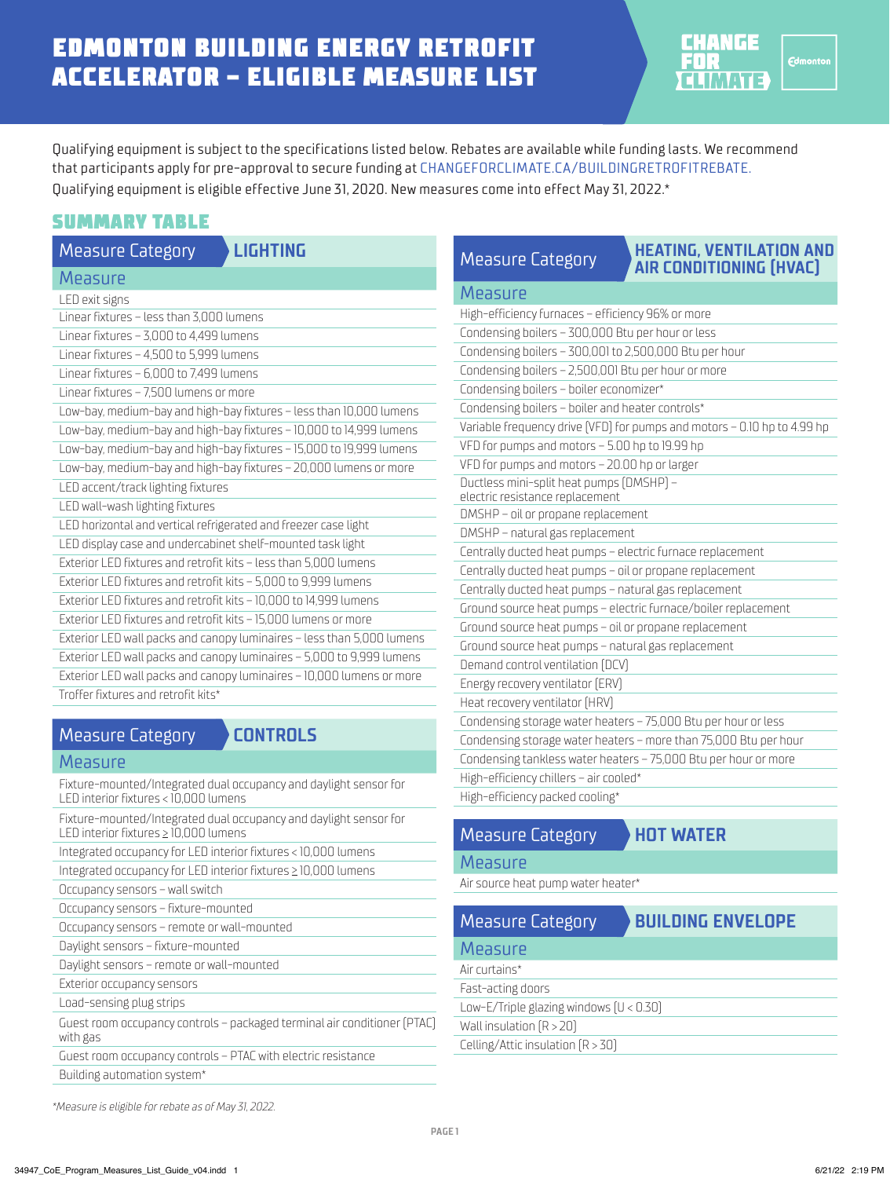# EDMONTON BUILDING ENERGY RETROFIT ACCELERATOR – ELIGIBLE MEASURE LIST

Qualifying equipment is subject to the specifications listed below. Rebates are available while funding lasts. We recommend that participants apply for pre-approval to secure funding at CHANGEFORCLIMATE.CA/BUILDINGRETROFITREBATE. Qualifying equipment is eligible effective June 31, 2020. New measures come into effect May 31, 2022.*

## SUMMARY TABLE

| Measure Category | LIGHTING |
|---|---|
| **Measure** | |
| LED exit signs | |
| Linear fixtures – less than 3,000 lumens | |
| Linear fixtures – 3,000 to 4,499 lumens | |
| Linear fixtures – 4,500 to 5,999 lumens | |
| Linear fixtures – 6,000 to 7,499 lumens | |
| Linear fixtures – 7,500 lumens or more | |
| Low-bay, medium-bay and high-bay fixtures – less than 10,000 lumens | |
| Low-bay, medium-bay and high-bay fixtures – 10,000 to 14,999 lumens | |
| Low-bay, medium-bay and high-bay fixtures – 15,000 to 19,999 lumens | |
| Low-bay, medium-bay and high-bay fixtures – 20,000 lumens or more | |
| LED accent/track lighting fixtures | |
| LED wall-wash lighting fixtures | |
| LED horizontal and vertical refrigerated and freezer case light | |
| LED display case and undercabinet shelf-mounted task light | |
| Exterior LED fixtures and retrofit kits – less than 5,000 lumens | |
| Exterior LED fixtures and retrofit kits – 5,000 to 9,999 lumens | |
| Exterior LED fixtures and retrofit kits – 10,000 to 14,999 lumens | |
| Exterior LED fixtures and retrofit kits – 15,000 lumens or more | |
| Exterior LED wall packs and canopy luminaires – less than 5,000 lumens | |
| Exterior LED wall packs and canopy luminaires – 5,000 to 9,999 lumens | |
| Exterior LED wall packs and canopy luminaires – 10,000 lumens or more | |
| Troffer fixtures and retrofit kits* | |

| Measure Category | CONTROLS |
|---|---|
| **Measure** | |
| Fixture-mounted/Integrated dual occupancy and daylight sensor for LED interior fixtures < 10,000 lumens | |
| Fixture-mounted/Integrated dual occupancy and daylight sensor for LED interior fixtures ≥ 10,000 lumens | |
| Integrated occupancy for LED interior fixtures < 10,000 lumens | |
| Integrated occupancy for LED interior fixtures ≥ 10,000 lumens | |
| Occupancy sensors – wall switch | |
| Occupancy sensors – fixture-mounted | |
| Occupancy sensors – remote or wall-mounted | |
| Daylight sensors – fixture-mounted | |
| Daylight sensors – remote or wall-mounted | |
| Exterior occupancy sensors | |
| Load-sensing plug strips | |
| Guest room occupancy controls – packaged terminal air conditioner (PTAC) with gas | |
| Guest room occupancy controls – PTAC with electric resistance | |
| Building automation system* | |

| Measure Category | HEATING, VENTILATION AND AIR CONDITIONING (HVAC) |
|---|---|
| **Measure** | |
| High-efficiency furnaces – efficiency 96% or more | |
| Condensing boilers – 300,000 Btu per hour or less | |
| Condensing boilers – 300,001 to 2,500,000 Btu per hour | |
| Condensing boilers – 2,500,001 Btu per hour or more | |
| Condensing boilers – boiler economizer* | |
| Condensing boilers – boiler and heater controls* | |
| Variable frequency drive (VFD) for pumps and motors – 0.10 hp to 4.99 hp | |
| VFD for pumps and motors – 5.00 hp to 19.99 hp | |
| VFD for pumps and motors – 20.00 hp or larger | |
| Ductless mini-split heat pumps (DMSHP) – electric resistance replacement | |
| DMSHP – oil or propane replacement | |
| DMSHP – natural gas replacement | |
| Centrally ducted heat pumps – electric furnace replacement | |
| Centrally ducted heat pumps – oil or propane replacement | |
| Centrally ducted heat pumps – natural gas replacement | |
| Ground source heat pumps – electric furnace/boiler replacement | |
| Ground source heat pumps – oil or propane replacement | |
| Ground source heat pumps – natural gas replacement | |
| Demand control ventilation (DCV) | |
| Energy recovery ventilator (ERV) | |
| Heat recovery ventilator (HRV) | |
| Condensing storage water heaters – 75,000 Btu per hour or less | |
| Condensing storage water heaters – more than 75,000 Btu per hour | |
| Condensing tankless water heaters – 75,000 Btu per hour or more | |
| High-efficiency chillers – air cooled* | |
| High-efficiency packed cooling* | |

| Measure Category | HOT WATER |
|---|---|
| **Measure** | |
| Air source heat pump water heater* | |

| Measure Category | BUILDING ENVELOPE |
|---|---|
| **Measure** | |
| Air curtains* | |
| Fast-acting doors | |
| Low-E/Triple glazing windows (U < 0.30) | |
| Wall insulation (R > 20) | |
| Celling/Attic insulation (R > 30) | |

*Measure is eligible for rebate as of May 31, 2022.*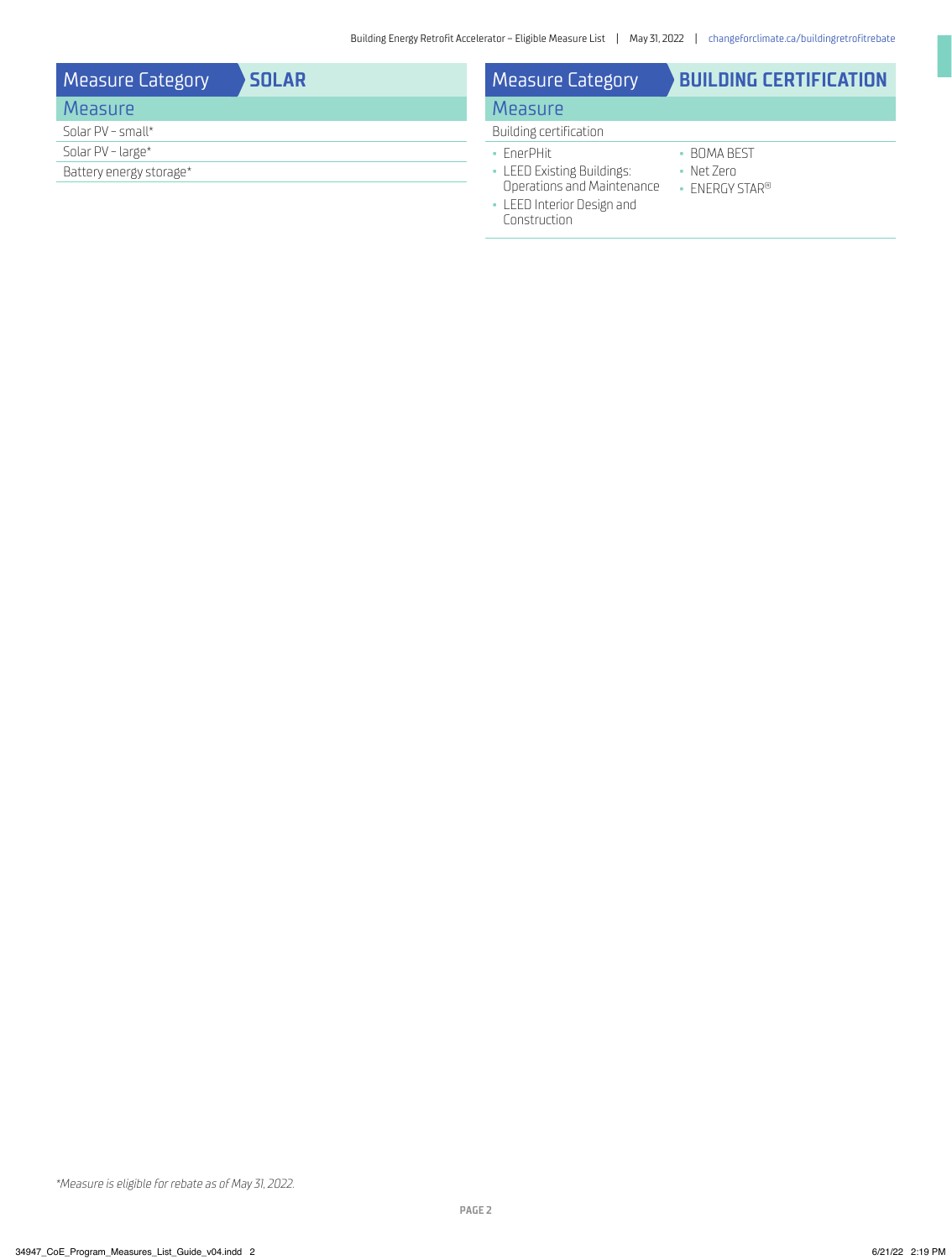| Measure Category | SOLAR |
|---|---|
| **Measure** | |
| Solar PV – small* | |
| Solar PV – large* | |
| Battery energy storage* | |

| Measure Category | BUILDING CERTIFICATION |
|---|---|
| **Measure** | |
| Building certification | |

- EnerPHit
- LEED Existing Buildings: Operations and Maintenance
- LEED Interior Design and Construction
- BOMA BEST
- Net Zero
- ENERGY STAR®

*Measure is eligible for rebate as of May 31, 2022.*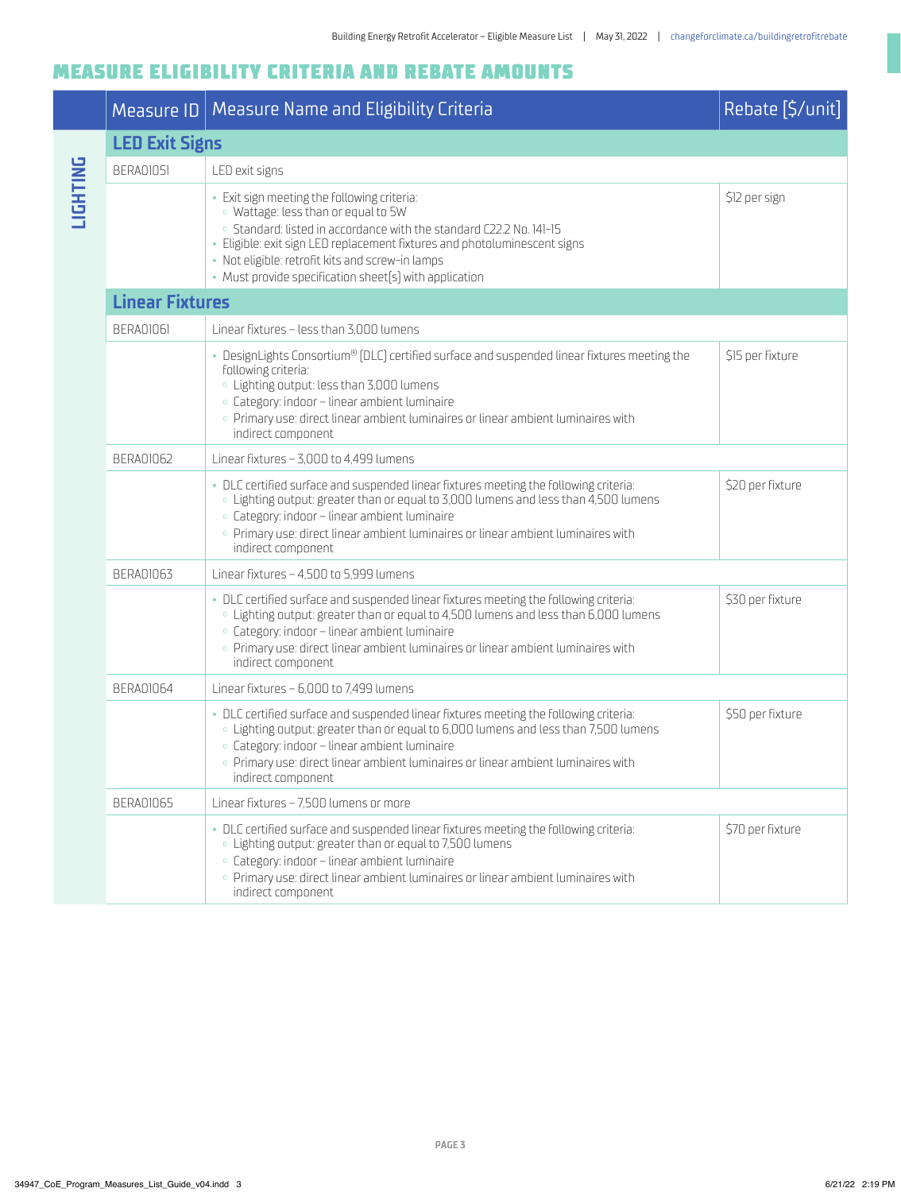## MEASURE ELIGIBILITY CRITERIA AND REBATE AMOUNTS

| | Measure ID | Measure Name and Eligibility Criteria | Rebate [$/unit] |
|---|---|---|---|
| LIGHTING | **LED Exit Signs** | | |
| | BERA01051 | LED exit signs | |
| | | • Exit sign meeting the following criteria:<br>◦ Wattage: less than or equal to 5W<br>◦ Standard: listed in accordance with the standard C22.2 No. 141-15<br>• Eligible: exit sign LED replacement fixtures and photoluminescent signs<br>• Not eligible: retrofit kits and screw-in lamps<br>• Must provide specification sheet(s) with application | $12 per sign |
| | **Linear Fixtures** | | |
| | BERA01061 | Linear fixtures – less than 3,000 lumens | |
| | | • DesignLights Consortium® (DLC) certified surface and suspended linear fixtures meeting the following criteria:<br>◦ Lighting output: less than 3,000 lumens<br>◦ Category: indoor – linear ambient luminaire<br>◦ Primary use: direct linear ambient luminaires or linear ambient luminaires with indirect component | $15 per fixture |
| | BERA01062 | Linear fixtures – 3,000 to 4,499 lumens | |
| | | • DLC certified surface and suspended linear fixtures meeting the following criteria:<br>◦ Lighting output: greater than or equal to 3,000 lumens and less than 4,500 lumens<br>◦ Category: indoor – linear ambient luminaire<br>◦ Primary use: direct linear ambient luminaires or linear ambient luminaires with indirect component | $20 per fixture |
| | BERA01063 | Linear fixtures – 4,500 to 5,999 lumens | |
| | | • DLC certified surface and suspended linear fixtures meeting the following criteria:<br>◦ Lighting output: greater than or equal to 4,500 lumens and less than 6,000 lumens<br>◦ Category: indoor – linear ambient luminaire<br>◦ Primary use: direct linear ambient luminaires or linear ambient luminaires with indirect component | $30 per fixture |
| | BERA01064 | Linear fixtures – 6,000 to 7,499 lumens | |
| | | • DLC certified surface and suspended linear fixtures meeting the following criteria:<br>◦ Lighting output: greater than or equal to 6,000 lumens and less than 7,500 lumens<br>◦ Category: indoor – linear ambient luminaire<br>◦ Primary use: direct linear ambient luminaires or linear ambient luminaires with indirect component | $50 per fixture |
| | BERA01065 | Linear fixtures – 7,500 lumens or more | |
| | | • DLC certified surface and suspended linear fixtures meeting the following criteria:<br>◦ Lighting output: greater than or equal to 7,500 lumens<br>◦ Category: indoor – linear ambient luminaire<br>◦ Primary use: direct linear ambient luminaires or linear ambient luminaires with indirect component | $70 per fixture |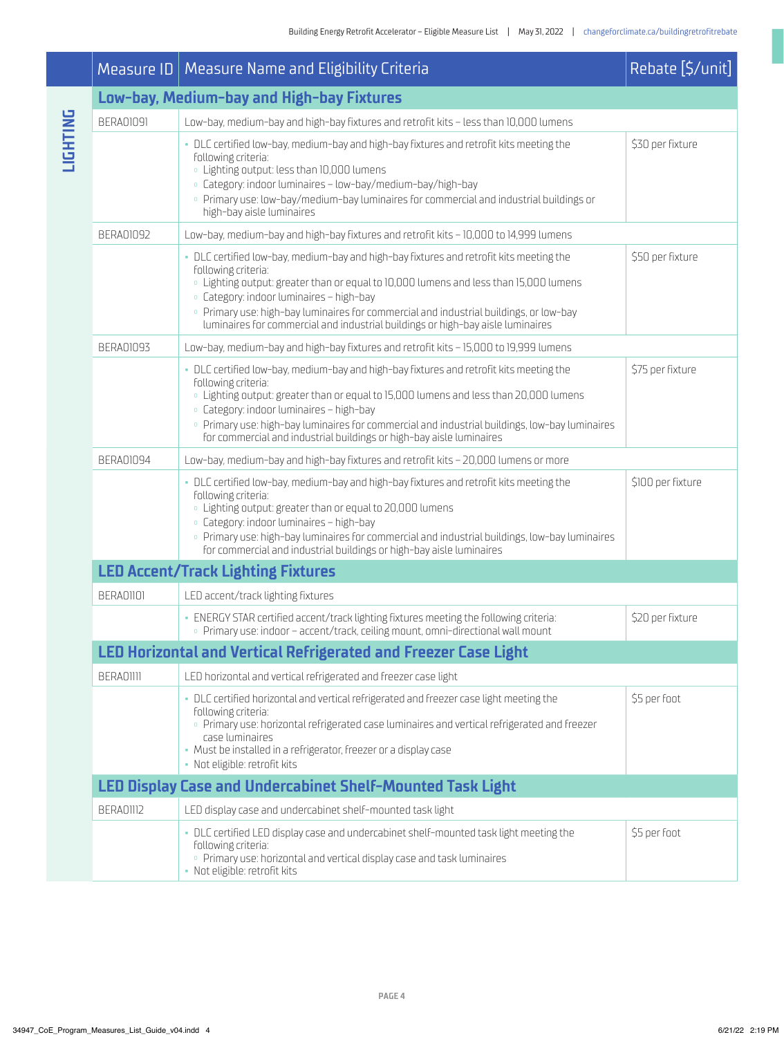## LIGHTING

| Measure ID | Measure Name and Eligibility Criteria | Rebate [$/unit] |
|---|---|---|
| **Low-bay, Medium-bay and High-bay Fixtures** | | |
| BERA01091 | Low-bay, medium-bay and high-bay fixtures and retrofit kits – less than 10,000 lumens | |
| | • DLC certified low-bay, medium-bay and high-bay fixtures and retrofit kits meeting the following criteria:<br>◦ Lighting output: less than 10,000 lumens<br>◦ Category: indoor luminaires – low-bay/medium-bay/high-bay<br>◦ Primary use: low-bay/medium-bay luminaires for commercial and industrial buildings or high-bay aisle luminaires | $30 per fixture |
| BERA01092 | Low-bay, medium-bay and high-bay fixtures and retrofit kits – 10,000 to 14,999 lumens | |
| | • DLC certified low-bay, medium-bay and high-bay fixtures and retrofit kits meeting the following criteria:<br>◦ Lighting output: greater than or equal to 10,000 lumens and less than 15,000 lumens<br>◦ Category: indoor luminaires – high-bay<br>◦ Primary use: high-bay luminaires for commercial and industrial buildings, or low-bay luminaires for commercial and industrial buildings or high-bay aisle luminaires | $50 per fixture |
| BERA01093 | Low-bay, medium-bay and high-bay fixtures and retrofit kits – 15,000 to 19,999 lumens | |
| | • DLC certified low-bay, medium-bay and high-bay fixtures and retrofit kits meeting the following criteria:<br>◦ Lighting output: greater than or equal to 15,000 lumens and less than 20,000 lumens<br>◦ Category: indoor luminaires – high-bay<br>◦ Primary use: high-bay luminaires for commercial and industrial buildings, low-bay luminaires for commercial and industrial buildings or high-bay aisle luminaires | $75 per fixture |
| BERA01094 | Low-bay, medium-bay and high-bay fixtures and retrofit kits – 20,000 lumens or more | |
| | • DLC certified low-bay, medium-bay and high-bay fixtures and retrofit kits meeting the following criteria:<br>◦ Lighting output: greater than or equal to 20,000 lumens<br>◦ Category: indoor luminaires – high-bay<br>◦ Primary use: high-bay luminaires for commercial and industrial buildings, low-bay luminaires for commercial and industrial buildings or high-bay aisle luminaires | $100 per fixture |
| **LED Accent/Track Lighting Fixtures** | | |
| BERA01101 | LED accent/track lighting fixtures | |
| | • ENERGY STAR certified accent/track lighting fixtures meeting the following criteria:<br>◦ Primary use: indoor – accent/track, ceiling mount, omni-directional wall mount | $20 per fixture |
| **LED Horizontal and Vertical Refrigerated and Freezer Case Light** | | |
| BERA01111 | LED horizontal and vertical refrigerated and freezer case light | |
| | • DLC certified horizontal and vertical refrigerated and freezer case light meeting the following criteria:<br>◦ Primary use: horizontal refrigerated case luminaires and vertical refrigerated and freezer case luminaires<br>• Must be installed in a refrigerator, freezer or a display case<br>• Not eligible: retrofit kits | $5 per foot |
| **LED Display Case and Undercabinet Shelf-Mounted Task Light** | | |
| BERA01112 | LED display case and undercabinet shelf-mounted task light | |
| | • DLC certified LED display case and undercabinet shelf-mounted task light meeting the following criteria:<br>◦ Primary use: horizontal and vertical display case and task luminaires<br>• Not eligible: retrofit kits | $5 per foot |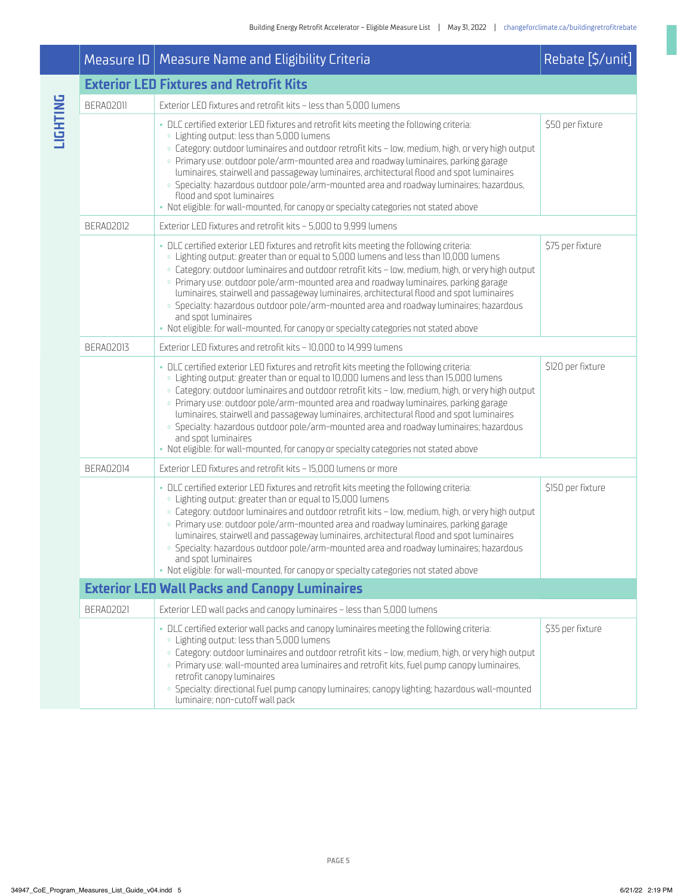## LIGHTING

| Measure ID | Measure Name and Eligibility Criteria | Rebate [$/unit] |
|---|---|---|
| **Exterior LED Fixtures and Retrofit Kits** | | |
| BERA02011 | Exterior LED fixtures and retrofit kits – less than 5,000 lumens | |
| | • DLC certified exterior LED fixtures and retrofit kits meeting the following criteria:<br>◦ Lighting output: less than 5,000 lumens<br>◦ Category: outdoor luminaires and outdoor retrofit kits – low, medium, high, or very high output<br>◦ Primary use: outdoor pole/arm-mounted area and roadway luminaires, parking garage luminaires, stairwell and passageway luminaires, architectural flood and spot luminaires<br>◦ Specialty: hazardous outdoor pole/arm-mounted area and roadway luminaires; hazardous, flood and spot luminaires<br>• Not eligible: for wall-mounted, for canopy or specialty categories not stated above | $50 per fixture |
| BERA02012 | Exterior LED fixtures and retrofit kits – 5,000 to 9,999 lumens | |
| | • DLC certified exterior LED fixtures and retrofit kits meeting the following criteria:<br>◦ Lighting output: greater than or equal to 5,000 lumens and less than 10,000 lumens<br>◦ Category: outdoor luminaires and outdoor retrofit kits – low, medium, high, or very high output<br>◦ Primary use: outdoor pole/arm-mounted area and roadway luminaires, parking garage luminaires, stairwell and passageway luminaires, architectural flood and spot luminaires<br>◦ Specialty: hazardous outdoor pole/arm-mounted area and roadway luminaires; hazardous and spot luminaires<br>• Not eligible: for wall-mounted, for canopy or specialty categories not stated above | $75 per fixture |
| BERA02013 | Exterior LED fixtures and retrofit kits – 10,000 to 14,999 lumens | |
| | • DLC certified exterior LED fixtures and retrofit kits meeting the following criteria:<br>◦ Lighting output: greater than or equal to 10,000 lumens and less than 15,000 lumens<br>◦ Category: outdoor luminaires and outdoor retrofit kits – low, medium, high, or very high output<br>◦ Primary use: outdoor pole/arm-mounted area and roadway luminaires, parking garage luminaires, stairwell and passageway luminaires, architectural flood and spot luminaires<br>◦ Specialty: hazardous outdoor pole/arm-mounted area and roadway luminaires; hazardous and spot luminaires<br>• Not eligible: for wall-mounted, for canopy or specialty categories not stated above | $120 per fixture |
| BERA02014 | Exterior LED fixtures and retrofit kits – 15,000 lumens or more | |
| | • DLC certified exterior LED fixtures and retrofit kits meeting the following criteria:<br>◦ Lighting output: greater than or equal to 15,000 lumens<br>◦ Category: outdoor luminaires and outdoor retrofit kits – low, medium, high, or very high output<br>◦ Primary use: outdoor pole/arm-mounted area and roadway luminaires, parking garage luminaires, stairwell and passageway luminaires, architectural flood and spot luminaires<br>◦ Specialty: hazardous outdoor pole/arm-mounted area and roadway luminaires; hazardous and spot luminaires<br>• Not eligible: for wall-mounted, for canopy or specialty categories not stated above | $150 per fixture |
| **Exterior LED Wall Packs and Canopy Luminaires** | | |
| BERA02021 | Exterior LED wall packs and canopy luminaires – less than 5,000 lumens | |
| | • DLC certified exterior wall packs and canopy luminaires meeting the following criteria:<br>◦ Lighting output: less than 5,000 lumens<br>◦ Category: outdoor luminaires and outdoor retrofit kits – low, medium, high, or very high output<br>◦ Primary use: wall-mounted area luminaires and retrofit kits, fuel pump canopy luminaires, retrofit canopy luminaires<br>◦ Specialty: directional fuel pump canopy luminaires; canopy lighting; hazardous wall-mounted luminaire; non-cutoff wall pack | $35 per fixture |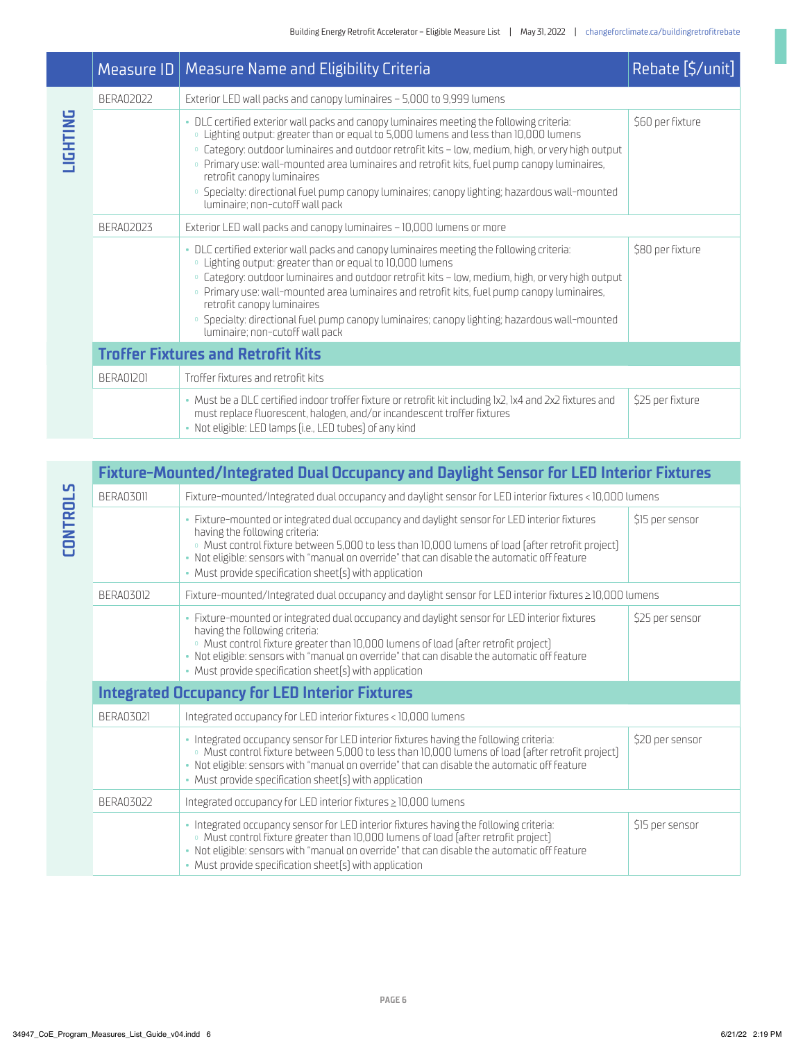## LIGHTING

| Measure ID | Measure Name and Eligibility Criteria | Rebate [$/unit] |
|---|---|---|
| BERA02022 | Exterior LED wall packs and canopy luminaires – 5,000 to 9,999 lumens | |
| | • DLC certified exterior wall packs and canopy luminaires meeting the following criteria:<br>◦ Lighting output: greater than or equal to 5,000 lumens and less than 10,000 lumens<br>◦ Category: outdoor luminaires and outdoor retrofit kits – low, medium, high, or very high output<br>◦ Primary use: wall-mounted area luminaires and retrofit kits, fuel pump canopy luminaires, retrofit canopy luminaires<br>◦ Specialty: directional fuel pump canopy luminaires; canopy lighting; hazardous wall-mounted luminaire; non-cutoff wall pack | $60 per fixture |
| BERA02023 | Exterior LED wall packs and canopy luminaires – 10,000 lumens or more | |
| | • DLC certified exterior wall packs and canopy luminaires meeting the following criteria:<br>◦ Lighting output: greater than or equal to 10,000 lumens<br>◦ Category: outdoor luminaires and outdoor retrofit kits – low, medium, high, or very high output<br>◦ Primary use: wall-mounted area luminaires and retrofit kits, fuel pump canopy luminaires, retrofit canopy luminaires<br>◦ Specialty: directional fuel pump canopy luminaires; canopy lighting; hazardous wall-mounted luminaire; non-cutoff wall pack | $80 per fixture |
| **Troffer Fixtures and Retrofit Kits** | | |
| BERA01201 | Troffer fixtures and retrofit kits | |
| | • Must be a DLC certified indoor troffer fixture or retrofit kit including 1x2, 1x4 and 2x2 fixtures and must replace fluorescent, halogen, and/or incandescent troffer fixtures<br>• Not eligible: LED lamps (i.e., LED tubes) of any kind | $25 per fixture |

## CONTROLS

| Measure ID | Measure Name and Eligibility Criteria | Rebate [$/unit] |
|---|---|---|
| **Fixture-Mounted/Integrated Dual Occupancy and Daylight Sensor for LED Interior Fixtures** | | |
| BERA03011 | Fixture-mounted/Integrated dual occupancy and daylight sensor for LED interior fixtures < 10,000 lumens | |
| | • Fixture-mounted or integrated dual occupancy and daylight sensor for LED interior fixtures having the following criteria:<br>◦ Must control fixture between 5,000 to less than 10,000 lumens of load (after retrofit project)<br>• Not eligible: sensors with "manual on override" that can disable the automatic off feature<br>• Must provide specification sheet(s) with application | $15 per sensor |
| BERA03012 | Fixture-mounted/Integrated dual occupancy and daylight sensor for LED interior fixtures ≥ 10,000 lumens | |
| | • Fixture-mounted or integrated dual occupancy and daylight sensor for LED interior fixtures having the following criteria:<br>◦ Must control fixture greater than 10,000 lumens of load (after retrofit project)<br>• Not eligible: sensors with "manual on override" that can disable the automatic off feature<br>• Must provide specification sheet(s) with application | $25 per sensor |
| **Integrated Occupancy for LED Interior Fixtures** | | |
| BERA03021 | Integrated occupancy for LED interior fixtures < 10,000 lumens | |
| | • Integrated occupancy sensor for LED interior fixtures having the following criteria:<br>◦ Must control fixture between 5,000 to less than 10,000 lumens of load (after retrofit project)<br>• Not eligible: sensors with "manual on override" that can disable the automatic off feature<br>• Must provide specification sheet(s) with application | $20 per sensor |
| BERA03022 | Integrated occupancy for LED interior fixtures ≥ 10,000 lumens | |
| | • Integrated occupancy sensor for LED interior fixtures having the following criteria:<br>◦ Must control fixture greater than 10,000 lumens of load (after retrofit project)<br>• Not eligible: sensors with "manual on override" that can disable the automatic off feature<br>• Must provide specification sheet(s) with application | $15 per sensor |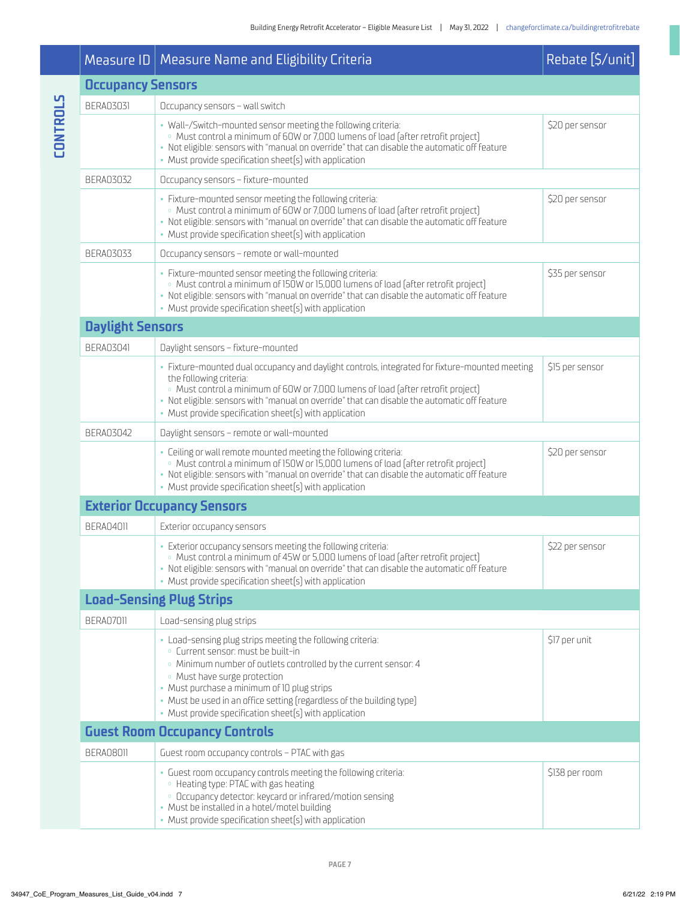## CONTROLS

| Measure ID | Measure Name and Eligibility Criteria | Rebate [$/unit] |
|---|---|---|
| **Occupancy Sensors** | | |
| BERA03031 | Occupancy sensors – wall switch | |
| | • Wall-/Switch-mounted sensor meeting the following criteria:<br>◦ Must control a minimum of 60W or 7,000 lumens of load (after retrofit project)<br>• Not eligible: sensors with "manual on override" that can disable the automatic off feature<br>• Must provide specification sheet(s) with application | $20 per sensor |
| BERA03032 | Occupancy sensors – fixture-mounted | |
| | • Fixture-mounted sensor meeting the following criteria:<br>◦ Must control a minimum of 60W or 7,000 lumens of load (after retrofit project)<br>• Not eligible: sensors with "manual on override" that can disable the automatic off feature<br>• Must provide specification sheet(s) with application | $20 per sensor |
| BERA03033 | Occupancy sensors – remote or wall-mounted | |
| | • Fixture-mounted sensor meeting the following criteria:<br>◦ Must control a minimum of 150W or 15,000 lumens of load (after retrofit project)<br>• Not eligible: sensors with "manual on override" that can disable the automatic off feature<br>• Must provide specification sheet(s) with application | $35 per sensor |
| **Daylight Sensors** | | |
| BERA03041 | Daylight sensors – fixture-mounted | |
| | • Fixture-mounted dual occupancy and daylight controls, integrated for fixture-mounted meeting the following criteria:<br>◦ Must control a minimum of 60W or 7,000 lumens of load (after retrofit project)<br>• Not eligible: sensors with "manual on override" that can disable the automatic off feature<br>• Must provide specification sheet(s) with application | $15 per sensor |
| BERA03042 | Daylight sensors – remote or wall-mounted | |
| | • Ceiling or wall remote mounted meeting the following criteria:<br>◦ Must control a minimum of 150W or 15,000 lumens of load (after retrofit project)<br>• Not eligible: sensors with "manual on override" that can disable the automatic off feature<br>• Must provide specification sheet(s) with application | $20 per sensor |
| **Exterior Occupancy Sensors** | | |
| BERA04011 | Exterior occupancy sensors | |
| | • Exterior occupancy sensors meeting the following criteria:<br>◦ Must control a minimum of 45W or 5,000 lumens of load (after retrofit project)<br>• Not eligible: sensors with "manual on override" that can disable the automatic off feature<br>• Must provide specification sheet(s) with application | $22 per sensor |
| **Load-Sensing Plug Strips** | | |
| BERA07011 | Load-sensing plug strips | |
| | • Load-sensing plug strips meeting the following criteria:<br>◦ Current sensor: must be built-in<br>◦ Minimum number of outlets controlled by the current sensor: 4<br>◦ Must have surge protection<br>• Must purchase a minimum of 10 plug strips<br>• Must be used in an office setting (regardless of the building type)<br>• Must provide specification sheet(s) with application | $17 per unit |
| **Guest Room Occupancy Controls** | | |
| BERA08011 | Guest room occupancy controls – PTAC with gas | |
| | • Guest room occupancy controls meeting the following criteria:<br>◦ Heating type: PTAC with gas heating<br>◦ Occupancy detector: keycard or infrared/motion sensing<br>• Must be installed in a hotel/motel building<br>• Must provide specification sheet(s) with application | $138 per room |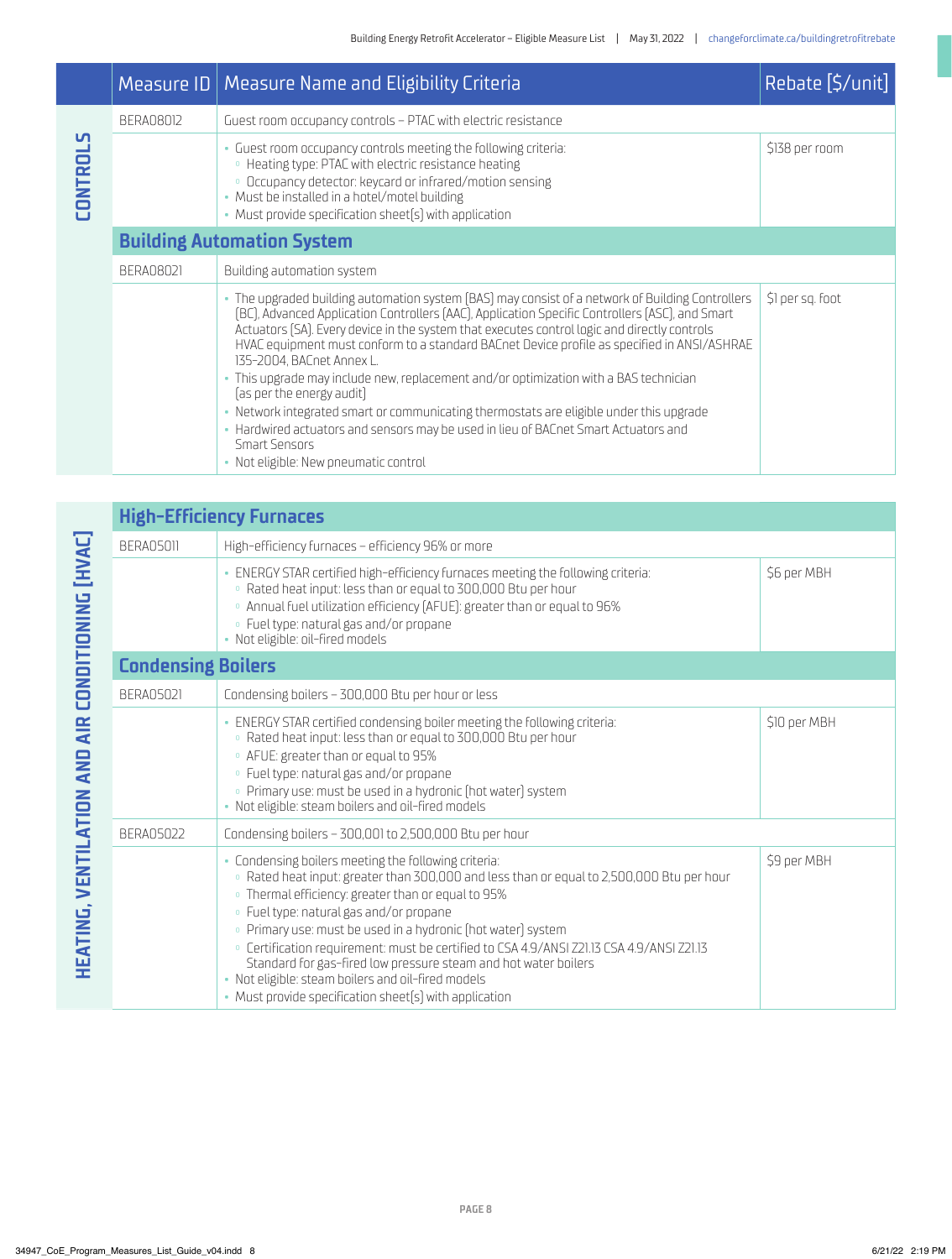## CONTROLS

| Measure ID | Measure Name and Eligibility Criteria | Rebate [$/unit] |
|---|---|---|
| BERA08012 | Guest room occupancy controls – PTAC with electric resistance | |
| | • Guest room occupancy controls meeting the following criteria:<br>◦ Heating type: PTAC with electric resistance heating<br>◦ Occupancy detector: keycard or infrared/motion sensing<br>• Must be installed in a hotel/motel building<br>• Must provide specification sheet(s) with application | $138 per room |
| **Building Automation System** | | |
| BERA08021 | Building automation system | |
| | • The upgraded building automation system (BAS) may consist of a network of Building Controllers (BC), Advanced Application Controllers (AAC), Application Specific Controllers (ASC), and Smart Actuators (SA). Every device in the system that executes control logic and directly controls HVAC equipment must conform to a standard BACnet Device profile as specified in ANSI/ASHRAE 135-2004, BACnet Annex L.<br>• This upgrade may include new, replacement and/or optimization with a BAS technician (as per the energy audit)<br>• Network integrated smart or communicating thermostats are eligible under this upgrade<br>• Hardwired actuators and sensors may be used in lieu of BACnet Smart Actuators and Smart Sensors<br>• Not eligible: New pneumatic control | $1 per sq. foot |

## HEATING, VENTILATION AND AIR CONDITIONING (HVAC)

| Measure ID | Measure Name and Eligibility Criteria | Rebate [$/unit] |
|---|---|---|
| **High-Efficiency Furnaces** | | |
| BERA05011 | High-efficiency furnaces – efficiency 96% or more | |
| | • ENERGY STAR certified high-efficiency furnaces meeting the following criteria:<br>◦ Rated heat input: less than or equal to 300,000 Btu per hour<br>◦ Annual fuel utilization efficiency (AFUE): greater than or equal to 96%<br>◦ Fuel type: natural gas and/or propane<br>• Not eligible: oil-fired models | $6 per MBH |
| **Condensing Boilers** | | |
| BERA05021 | Condensing boilers – 300,000 Btu per hour or less | |
| | • ENERGY STAR certified condensing boiler meeting the following criteria:<br>◦ Rated heat input: less than or equal to 300,000 Btu per hour<br>◦ AFUE: greater than or equal to 95%<br>◦ Fuel type: natural gas and/or propane<br>◦ Primary use: must be used in a hydronic (hot water) system<br>• Not eligible: steam boilers and oil-fired models | $10 per MBH |
| BERA05022 | Condensing boilers – 300,001 to 2,500,000 Btu per hour | |
| | • Condensing boilers meeting the following criteria:<br>◦ Rated heat input: greater than 300,000 and less than or equal to 2,500,000 Btu per hour<br>◦ Thermal efficiency: greater than or equal to 95%<br>◦ Fuel type: natural gas and/or propane<br>◦ Primary use: must be used in a hydronic (hot water) system<br>◦ Certification requirement: must be certified to CSA 4.9/ANSI Z21.13 CSA 4.9/ANSI Z21.13 Standard for gas-fired low pressure steam and hot water boilers<br>• Not eligible: steam boilers and oil-fired models<br>• Must provide specification sheet(s) with application | $9 per MBH |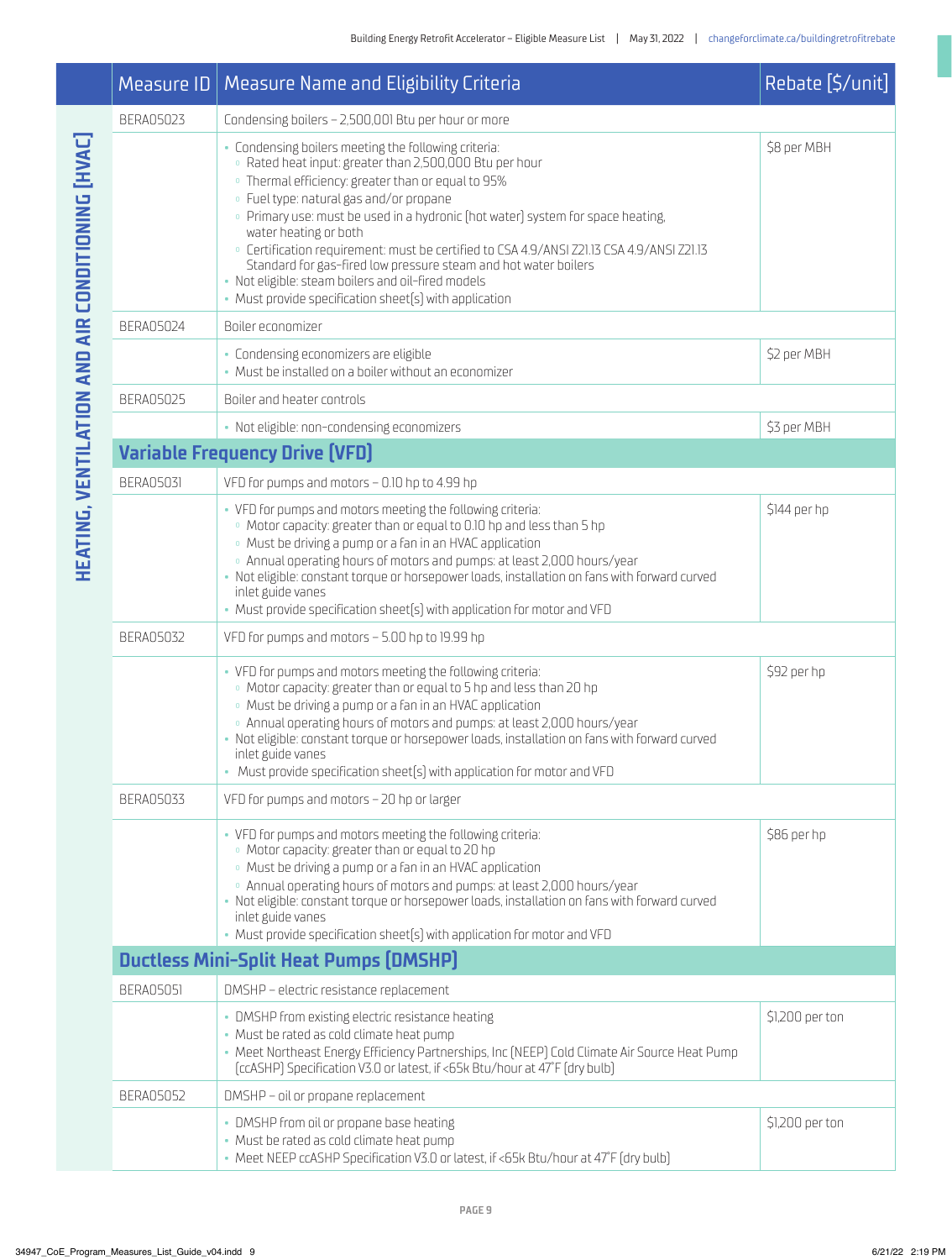**HEATING, VENTILATION AND AIR CONDITIONING (HVAC)**

| Measure ID | Measure Name and Eligibility Criteria | Rebate [$/unit] |
|---|---|---|
| BERA05023 | Condensing boilers – 2,500,001 Btu per hour or more | |
| | • Condensing boilers meeting the following criteria:<br>◦ Rated heat input: greater than 2,500,000 Btu per hour<br>◦ Thermal efficiency: greater than or equal to 95%<br>◦ Fuel type: natural gas and/or propane<br>◦ Primary use: must be used in a hydronic (hot water) system for space heating, water heating or both<br>◦ Certification requirement: must be certified to CSA 4.9/ANSI Z21.13 CSA 4.9/ANSI Z21.13 Standard for gas-fired low pressure steam and hot water boilers<br>• Not eligible: steam boilers and oil-fired models<br>• Must provide specification sheet(s) with application | $8 per MBH |
| BERA05024 | Boiler economizer | |
| | • Condensing economizers are eligible<br>• Must be installed on a boiler without an economizer | $2 per MBH |
| BERA05025 | Boiler and heater controls | |
| | • Not eligible: non-condensing economizers | $3 per MBH |
| | **Variable Frequency Drive (VFD)** | |
| BERA05031 | VFD for pumps and motors – 0.10 hp to 4.99 hp | |
| | • VFD for pumps and motors meeting the following criteria:<br>◦ Motor capacity: greater than or equal to 0.10 hp and less than 5 hp<br>◦ Must be driving a pump or a fan in an HVAC application<br>◦ Annual operating hours of motors and pumps: at least 2,000 hours/year<br>• Not eligible: constant torque or horsepower loads, installation on fans with forward curved inlet guide vanes<br>• Must provide specification sheet(s) with application for motor and VFD | $144 per hp |
| BERA05032 | VFD for pumps and motors – 5.00 hp to 19.99 hp | |
| | • VFD for pumps and motors meeting the following criteria:<br>◦ Motor capacity: greater than or equal to 5 hp and less than 20 hp<br>◦ Must be driving a pump or a fan in an HVAC application<br>◦ Annual operating hours of motors and pumps: at least 2,000 hours/year<br>• Not eligible: constant torque or horsepower loads, installation on fans with forward curved inlet guide vanes<br>• Must provide specification sheet(s) with application for motor and VFD | $92 per hp |
| BERA05033 | VFD for pumps and motors – 20 hp or larger | |
| | • VFD for pumps and motors meeting the following criteria:<br>◦ Motor capacity: greater than or equal to 20 hp<br>◦ Must be driving a pump or a fan in an HVAC application<br>◦ Annual operating hours of motors and pumps: at least 2,000 hours/year<br>• Not eligible: constant torque or horsepower loads, installation on fans with forward curved inlet guide vanes<br>• Must provide specification sheet(s) with application for motor and VFD | $86 per hp |
| | **Ductless Mini-Split Heat Pumps (DMSHP)** | |
| BERA05051 | DMSHP – electric resistance replacement | |
| | • DMSHP from existing electric resistance heating<br>• Must be rated as cold climate heat pump<br>• Meet Northeast Energy Efficiency Partnerships, Inc (NEEP) Cold Climate Air Source Heat Pump (ccASHP) Specification V3.0 or latest, if <65k Btu/hour at 47°F (dry bulb) | $1,200 per ton |
| BERA05052 | DMSHP – oil or propane replacement | |
| | • DMSHP from oil or propane base heating<br>• Must be rated as cold climate heat pump<br>• Meet NEEP ccASHP Specification V3.0 or latest, if <65k Btu/hour at 47°F (dry bulb) | $1,200 per ton |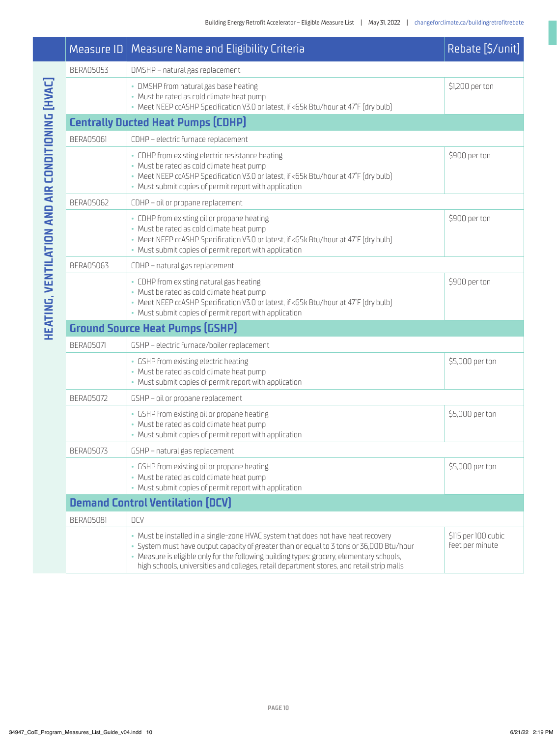## HEATING, VENTILATION AND AIR CONDITIONING [HVAC]

| Measure ID | Measure Name and Eligibility Criteria | Rebate [$/unit] |
| --- | --- | --- |
| BERA05053 | DMSHP – natural gas replacement | |
| | • DMSHP from natural gas base heating<br>• Must be rated as cold climate heat pump<br>• Meet NEEP ccASHP Specification V3.0 or latest, if <65k Btu/hour at 47°F (dry bulb) | $1,200 per ton |
| **Centrally Ducted Heat Pumps (CDHP)** | | |
| BERA05061 | CDHP – electric furnace replacement | |
| | • CDHP from existing electric resistance heating<br>• Must be rated as cold climate heat pump<br>• Meet NEEP ccASHP Specification V3.0 or latest, if <65k Btu/hour at 47°F (dry bulb)<br>• Must submit copies of permit report with application | $900 per ton |
| BERA05062 | CDHP – oil or propane replacement | |
| | • CDHP from existing oil or propane heating<br>• Must be rated as cold climate heat pump<br>• Meet NEEP ccASHP Specification V3.0 or latest, if <65k Btu/hour at 47°F (dry bulb)<br>• Must submit copies of permit report with application | $900 per ton |
| BERA05063 | CDHP – natural gas replacement | |
| | • CDHP from existing natural gas heating<br>• Must be rated as cold climate heat pump<br>• Meet NEEP ccASHP Specification V3.0 or latest, if <65k Btu/hour at 47°F (dry bulb)<br>• Must submit copies of permit report with application | $900 per ton |
| **Ground Source Heat Pumps (GSHP)** | | |
| BERA05071 | GSHP – electric furnace/boiler replacement | |
| | • GSHP from existing electric heating<br>• Must be rated as cold climate heat pump<br>• Must submit copies of permit report with application | $5,000 per ton |
| BERA05072 | GSHP – oil or propane replacement | |
| | • GSHP from existing oil or propane heating<br>• Must be rated as cold climate heat pump<br>• Must submit copies of permit report with application | $5,000 per ton |
| BERA05073 | GSHP – natural gas replacement | |
| | • GSHP from existing oil or propane heating<br>• Must be rated as cold climate heat pump<br>• Must submit copies of permit report with application | $5,000 per ton |
| **Demand Control Ventilation (DCV)** | | |
| BERA05081 | DCV | |
| | • Must be installed in a single-zone HVAC system that does not have heat recovery<br>• System must have output capacity of greater than or equal to 3 tons or 36,000 Btu/hour<br>• Measure is eligible only for the following building types: grocery, elementary schools, high schools, universities and colleges, retail department stores, and retail strip malls | $115 per 100 cubic feet per minute |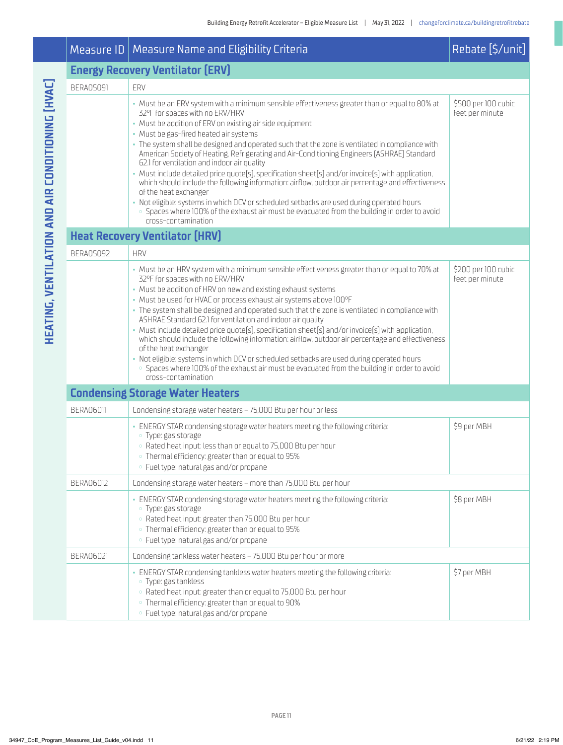HEATING, VENTILATION AND AIR CONDITIONING [HVAC]

| Measure ID | Measure Name and Eligibility Criteria | Rebate [$/unit] |
|---|---|---|
| **Energy Recovery Ventilator [ERV]** | | |
| BERA05091 | ERV | |
| | • Must be an ERV system with a minimum sensible effectiveness greater than or equal to 80% at 32°F for spaces with no ERV/HRV<br>• Must be addition of ERV on existing air side equipment<br>• Must be gas-fired heated air systems<br>• The system shall be designed and operated such that the zone is ventilated in compliance with American Society of Heating, Refrigerating and Air-Conditioning Engineers [ASHRAE] Standard 62.1 for ventilation and indoor air quality<br>• Must include detailed price quote[s], specification sheet[s] and/or invoice[s] with application, which should include the following information: airflow, outdoor air percentage and effectiveness of the heat exchanger<br>• Not eligible: systems in which DCV or scheduled setbacks are used during operated hours<br>◦ Spaces where 100% of the exhaust air must be evacuated from the building in order to avoid cross-contamination | $500 per 100 cubic feet per minute |
| **Heat Recovery Ventilator [HRV]** | | |
| BERA05092 | HRV | |
| | • Must be an HRV system with a minimum sensible effectiveness greater than or equal to 70% at 32°F for spaces with no ERV/HRV<br>• Must be addition of HRV on new and existing exhaust systems<br>• Must be used for HVAC or process exhaust air systems above 100°F<br>• The system shall be designed and operated such that the zone is ventilated in compliance with ASHRAE Standard 62.1 for ventilation and indoor air quality<br>• Must include detailed price quote[s], specification sheet[s] and/or invoice[s] with application, which should include the following information: airflow, outdoor air percentage and effectiveness of the heat exchanger<br>• Not eligible: systems in which DCV or scheduled setbacks are used during operated hours<br>◦ Spaces where 100% of the exhaust air must be evacuated from the building in order to avoid cross-contamination | $200 per 100 cubic feet per minute |
| **Condensing Storage Water Heaters** | | |
| BERA06011 | Condensing storage water heaters – 75,000 Btu per hour or less | |
| | • ENERGY STAR condensing storage water heaters meeting the following criteria:<br>◦ Type: gas storage<br>◦ Rated heat input: less than or equal to 75,000 Btu per hour<br>◦ Thermal efficiency: greater than or equal to 95%<br>◦ Fuel type: natural gas and/or propane | $9 per MBH |
| BERA06012 | Condensing storage water heaters – more than 75,000 Btu per hour | |
| | • ENERGY STAR condensing storage water heaters meeting the following criteria:<br>◦ Type: gas storage<br>◦ Rated heat input: greater than 75,000 Btu per hour<br>◦ Thermal efficiency: greater than or equal to 95%<br>◦ Fuel type: natural gas and/or propane | $8 per MBH |
| BERA06021 | Condensing tankless water heaters – 75,000 Btu per hour or more | |
| | • ENERGY STAR condensing tankless water heaters meeting the following criteria:<br>◦ Type: gas tankless<br>◦ Rated heat input: greater than or equal to 75,000 Btu per hour<br>◦ Thermal efficiency: greater than or equal to 90%<br>◦ Fuel type: natural gas and/or propane | $7 per MBH |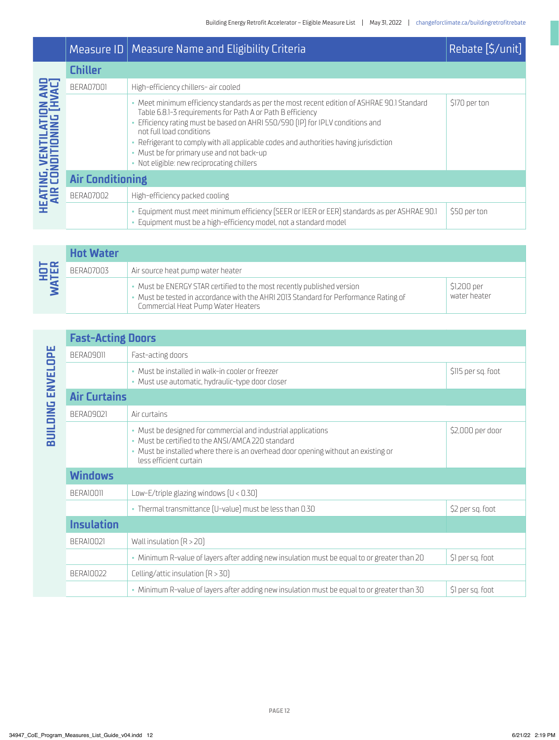## HEATING, VENTILATION AND AIR CONDITIONING (HVAC)

| Measure ID | Measure Name and Eligibility Criteria | Rebate [$/unit] |
| --- | --- | --- |
| **Chiller** | | |
| BERA07001 | High-efficiency chillers– air cooled | |
| | • Meet minimum efficiency standards as per the most recent edition of ASHRAE 90.1 Standard Table 6.8.1-3 requirements for Path A or Path B efficiency<br>• Efficiency rating must be based on AHRI 550/590 (IP) for IPLV conditions and not full load conditions<br>• Refrigerant to comply with all applicable codes and authorities having jurisdiction<br>• Must be for primary use and not back-up<br>• Not eligible: new reciprocating chillers | $170 per ton |
| **Air Conditioning** | | |
| BERA07002 | High-efficiency packed cooling | |
| | • Equipment must meet minimum efficiency (SEER or IEER or EER) standards as per ASHRAE 90.1<br>• Equipment must be a high-efficiency model, not a standard model | $50 per ton |

## HOT WATER

| Measure ID | Measure Name and Eligibility Criteria | Rebate [$/unit] |
| --- | --- | --- |
| **Hot Water** | | |
| BERA07003 | Air source heat pump water heater | |
| | • Must be ENERGY STAR certified to the most recently published version<br>• Must be tested in accordance with the AHRI 2013 Standard for Performance Rating of Commercial Heat Pump Water Heaters | $1,200 per water heater |

## BUILDING ENVELOPE

| Measure ID | Measure Name and Eligibility Criteria | Rebate [$/unit] |
| --- | --- | --- |
| **Fast-Acting Doors** | | |
| BERA09011 | Fast-acting doors | |
| | • Must be installed in walk-in cooler or freezer<br>• Must use automatic, hydraulic-type door closer | $115 per sq. foot |
| **Air Curtains** | | |
| BERA09021 | Air curtains | |
| | • Must be designed for commercial and industrial applications<br>• Must be certified to the ANSI/AMCA 220 standard<br>• Must be installed where there is an overhead door opening without an existing or less efficient curtain | $2,000 per door |
| **Windows** | | |
| BERA10011 | Low-E/triple glazing windows (U < 0.30) | |
| | • Thermal transmittance (U-value) must be less than 0.30 | $2 per sq. foot |
| **Insulation** | | |
| BERA10021 | Wall insulation (R > 20) | |
| | • Minimum R-value of layers after adding new insulation must be equal to or greater than 20 | $1 per sq. foot |
| BERA10022 | Ceiling/attic insulation (R > 30) | |
| | • Minimum R-value of layers after adding new insulation must be equal to or greater than 30 | $1 per sq. foot |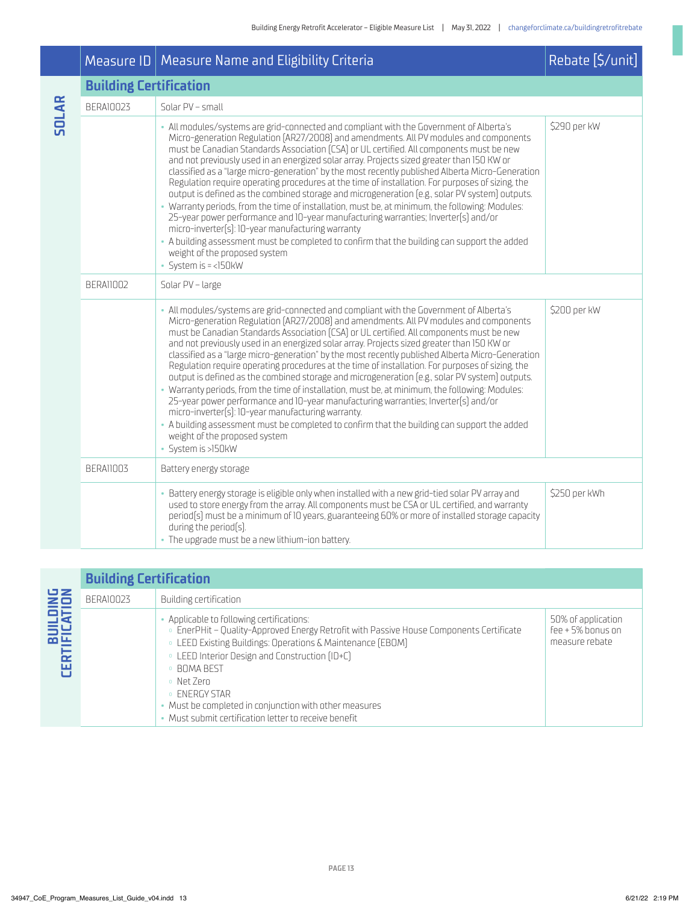## SOLAR

| Measure ID | Measure Name and Eligibility Criteria | Rebate [$/unit] |
|---|---|---|
| **Building Certification** | | |
| BERA10023 | Solar PV – small | |
| | • All modules/systems are grid-connected and compliant with the Government of Alberta's Micro-generation Regulation (AR27/2008) and amendments. All PV modules and components must be Canadian Standards Association (CSA) or UL certified. All components must be new and not previously used in an energized solar array. Projects sized greater than 150 KW or classified as a "large micro-generation" by the most recently published Alberta Micro-Generation Regulation require operating procedures at the time of installation. For purposes of sizing, the output is defined as the combined storage and microgeneration (e.g., solar PV system) outputs.<br>• Warranty periods, from the time of installation, must be, at minimum, the following: Modules: 25-year power performance and 10-year manufacturing warranties; Inverter(s) and/or micro-inverter(s): 10-year manufacturing warranty<br>• A building assessment must be completed to confirm that the building can support the added weight of the proposed system<br>• System is =<150kW | $290 per kW |
| BERA11002 | Solar PV – large | |
| | • All modules/systems are grid-connected and compliant with the Government of Alberta's Micro-generation Regulation (AR27/2008) and amendments. All PV modules and components must be Canadian Standards Association (CSA) or UL certified. All components must be new and not previously used in an energized solar array. Projects sized greater than 150 KW or classified as a "large micro-generation" by the most recently published Alberta Micro-Generation Regulation require operating procedures at the time of installation. For purposes of sizing, the output is defined as the combined storage and microgeneration (e.g., solar PV system) outputs.<br>• Warranty periods, from the time of installation, must be, at minimum, the following: Modules: 25-year power performance and 10-year manufacturing warranties; Inverter(s) and/or micro-inverter(s): 10-year manufacturing warranty.<br>• A building assessment must be completed to confirm that the building can support the added weight of the proposed system<br>• System is >150kW | $200 per kW |
| BERA11003 | Battery energy storage | |
| | • Battery energy storage is eligible only when installed with a new grid-tied solar PV array and used to store energy from the array. All components must be CSA or UL certified, and warranty period(s) must be a minimum of 10 years, guaranteeing 60% or more of installed storage capacity during the period(s).<br>• The upgrade must be a new lithium-ion battery. | $250 per kWh |

## BUILDING CERTIFICATION

| Measure ID | Measure Name and Eligibility Criteria | Rebate [$/unit] |
|---|---|---|
| **Building Certification** | | |
| BERA10023 | Building certification | |
| | • Applicable to following certifications:<br>◦ EnerPHit – Quality-Approved Energy Retrofit with Passive House Components Certificate<br>◦ LEED Existing Buildings: Operations & Maintenance (EBOM)<br>◦ LEED Interior Design and Construction (ID+C)<br>◦ BOMA BEST<br>◦ Net Zero<br>◦ ENERGY STAR<br>• Must be completed in conjunction with other measures<br>• Must submit certification letter to receive benefit | 50% of application fee + 5% bonus on measure rebate |